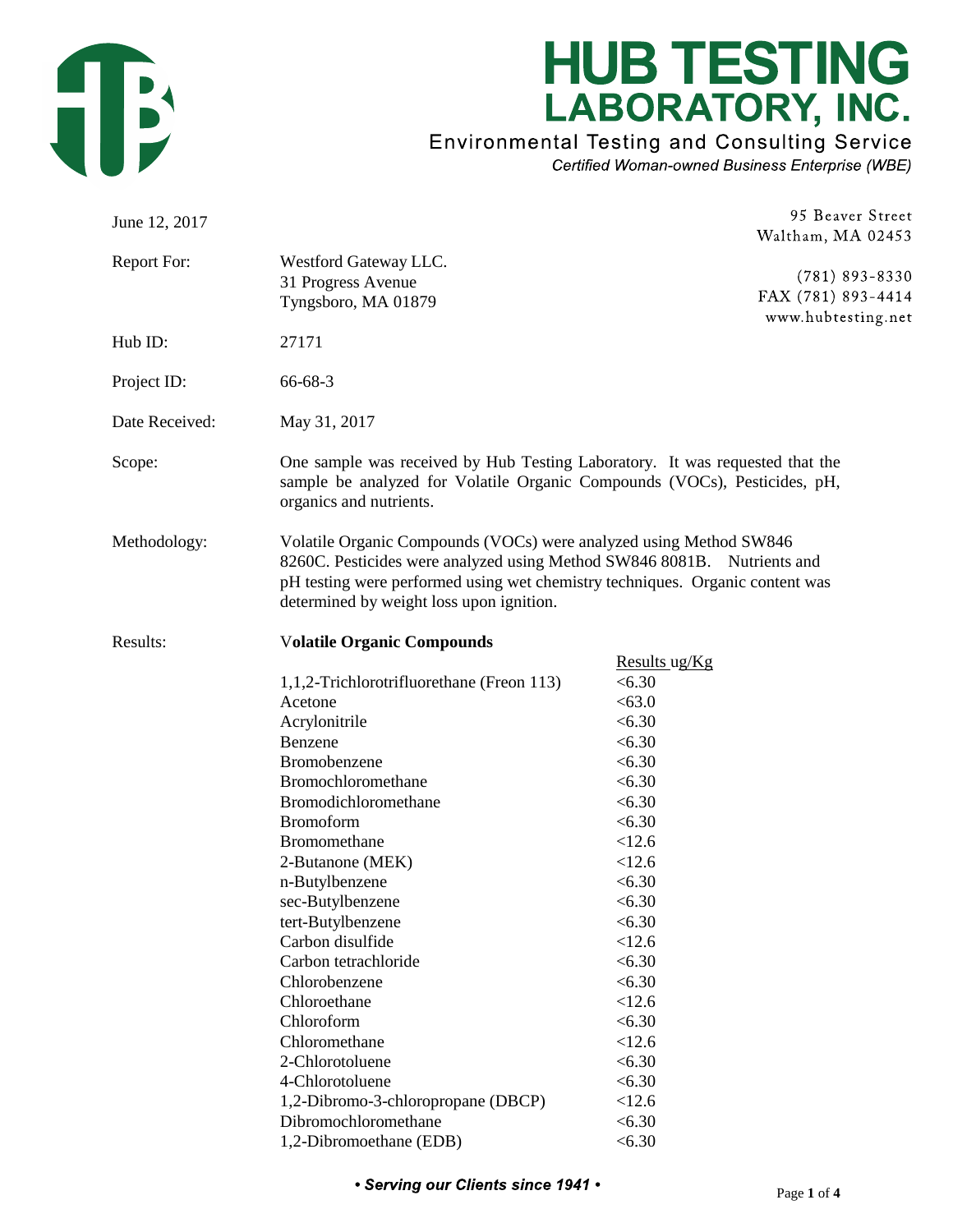# HUB TESTING LABORATORY, INC.

Environmental Testing and Consulting Service

*Certified Woman-owned Business Enterprise (WBE)*

95 Beaver Street
Waltham, MA 02453

(781) 893-8330
FAX (781) 893-4414
www.hubtesting.net

June 12, 2017

**Report For:** Westford Gateway LLC.
31 Progress Avenue
Tyngsboro, MA 01879

**Hub ID:** 27171

**Project ID:** 66-68-3

**Date Received:** May 31, 2017

**Scope:** One sample was received by Hub Testing Laboratory. It was requested that the sample be analyzed for Volatile Organic Compounds (VOCs), Pesticides, pH, organics and nutrients.

**Methodology:** Volatile Organic Compounds (VOCs) were analyzed using Method SW846 8260C. Pesticides were analyzed using Method SW846 8081B. Nutrients and pH testing were performed using wet chemistry techniques. Organic content was determined by weight loss upon ignition.

**Results:**

**Volatile Organic Compounds**

| | Results ug/Kg |
|---|---|
| 1,1,2-Trichlorotrifluorethane (Freon 113) | <6.30 |
| Acetone | <63.0 |
| Acrylonitrile | <6.30 |
| Benzene | <6.30 |
| Bromobenzene | <6.30 |
| Bromochloromethane | <6.30 |
| Bromodichloromethane | <6.30 |
| Bromoform | <6.30 |
| Bromomethane | <12.6 |
| 2-Butanone (MEK) | <12.6 |
| n-Butylbenzene | <6.30 |
| sec-Butylbenzene | <6.30 |
| tert-Butylbenzene | <6.30 |
| Carbon disulfide | <12.6 |
| Carbon tetrachloride | <6.30 |
| Chlorobenzene | <6.30 |
| Chloroethane | <12.6 |
| Chloroform | <6.30 |
| Chloromethane | <12.6 |
| 2-Chlorotoluene | <6.30 |
| 4-Chlorotoluene | <6.30 |
| 1,2-Dibromo-3-chloropropane (DBCP) | <12.6 |
| Dibromochloromethane | <6.30 |
| 1,2-Dibromoethane (EDB) | <6.30 |

*• Serving our Clients since 1941 •*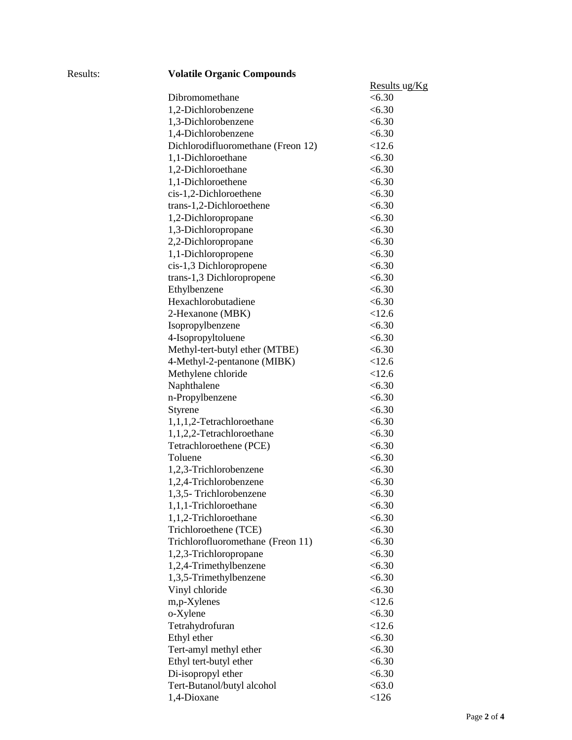Results: **Volatile Organic Compounds**

| Compound | Results ug/Kg |
|---|---|
| Dibromomethane | <6.30 |
| 1,2-Dichlorobenzene | <6.30 |
| 1,3-Dichlorobenzene | <6.30 |
| 1,4-Dichlorobenzene | <6.30 |
| Dichlorodifluoromethane (Freon 12) | <12.6 |
| 1,1-Dichloroethane | <6.30 |
| 1,2-Dichloroethane | <6.30 |
| 1,1-Dichloroethene | <6.30 |
| cis-1,2-Dichloroethene | <6.30 |
| trans-1,2-Dichloroethene | <6.30 |
| 1,2-Dichloropropane | <6.30 |
| 1,3-Dichloropropane | <6.30 |
| 2,2-Dichloropropane | <6.30 |
| 1,1-Dichloropropene | <6.30 |
| cis-1,3 Dichloropropene | <6.30 |
| trans-1,3 Dichloropropene | <6.30 |
| Ethylbenzene | <6.30 |
| Hexachlorobutadiene | <6.30 |
| 2-Hexanone (MBK) | <12.6 |
| Isopropylbenzene | <6.30 |
| 4-Isopropyltoluene | <6.30 |
| Methyl-tert-butyl ether (MTBE) | <6.30 |
| 4-Methyl-2-pentanone (MIBK) | <12.6 |
| Methylene chloride | <12.6 |
| Naphthalene | <6.30 |
| n-Propylbenzene | <6.30 |
| Styrene | <6.30 |
| 1,1,1,2-Tetrachloroethane | <6.30 |
| 1,1,2,2-Tetrachloroethane | <6.30 |
| Tetrachloroethene (PCE) | <6.30 |
| Toluene | <6.30 |
| 1,2,3-Trichlorobenzene | <6.30 |
| 1,2,4-Trichlorobenzene | <6.30 |
| 1,3,5- Trichlorobenzene | <6.30 |
| 1,1,1-Trichloroethane | <6.30 |
| 1,1,2-Trichloroethane | <6.30 |
| Trichloroethene (TCE) | <6.30 |
| Trichlorofluoromethane (Freon 11) | <6.30 |
| 1,2,3-Trichloropropane | <6.30 |
| 1,2,4-Trimethylbenzene | <6.30 |
| 1,3,5-Trimethylbenzene | <6.30 |
| Vinyl chloride | <6.30 |
| m,p-Xylenes | <12.6 |
| o-Xylene | <6.30 |
| Tetrahydrofuran | <12.6 |
| Ethyl ether | <6.30 |
| Tert-amyl methyl ether | <6.30 |
| Ethyl tert-butyl ether | <6.30 |
| Di-isopropyl ether | <6.30 |
| Tert-Butanol/butyl alcohol | <63.0 |
| 1,4-Dioxane | <126 |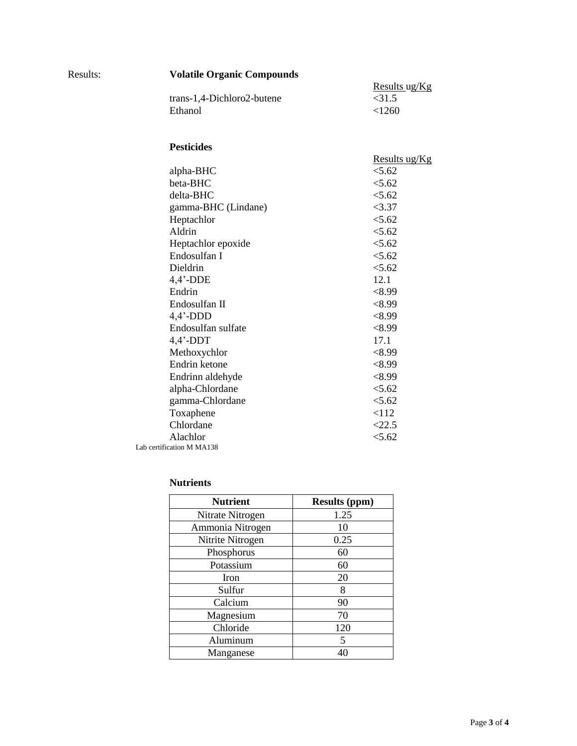Results:

**Volatile Organic Compounds**

| | Results ug/Kg |
|---|---|
| trans-1,4-Dichloro2-butene | <31.5 |
| Ethanol | <1260 |

**Pesticides**

| | Results ug/Kg |
|---|---|
| alpha-BHC | <5.62 |
| beta-BHC | <5.62 |
| delta-BHC | <5.62 |
| gamma-BHC (Lindane) | <3.37 |
| Heptachlor | <5.62 |
| Aldrin | <5.62 |
| Heptachlor epoxide | <5.62 |
| Endosulfan I | <5.62 |
| Dieldrin | <5.62 |
| 4,4'-DDE | 12.1 |
| Endrin | <8.99 |
| Endosulfan II | <8.99 |
| 4,4'-DDD | <8.99 |
| Endosulfan sulfate | <8.99 |
| 4,4'-DDT | 17.1 |
| Methoxychlor | <8.99 |
| Endrin ketone | <8.99 |
| Endrinn aldehyde | <8.99 |
| alpha-Chlordane | <5.62 |
| gamma-Chlordane | <5.62 |
| Toxaphene | <112 |
| Chlordane | <22.5 |
| Alachlor | <5.62 |

Lab certification M MA138

**Nutrients**

| Nutrient | Results (ppm) |
|---|---|
| Nitrate Nitrogen | 1.25 |
| Ammonia Nitrogen | 10 |
| Nitrite Nitrogen | 0.25 |
| Phosphorus | 60 |
| Potassium | 60 |
| Iron | 20 |
| Sulfur | 8 |
| Calcium | 90 |
| Magnesium | 70 |
| Chloride | 120 |
| Aluminum | 5 |
| Manganese | 40 |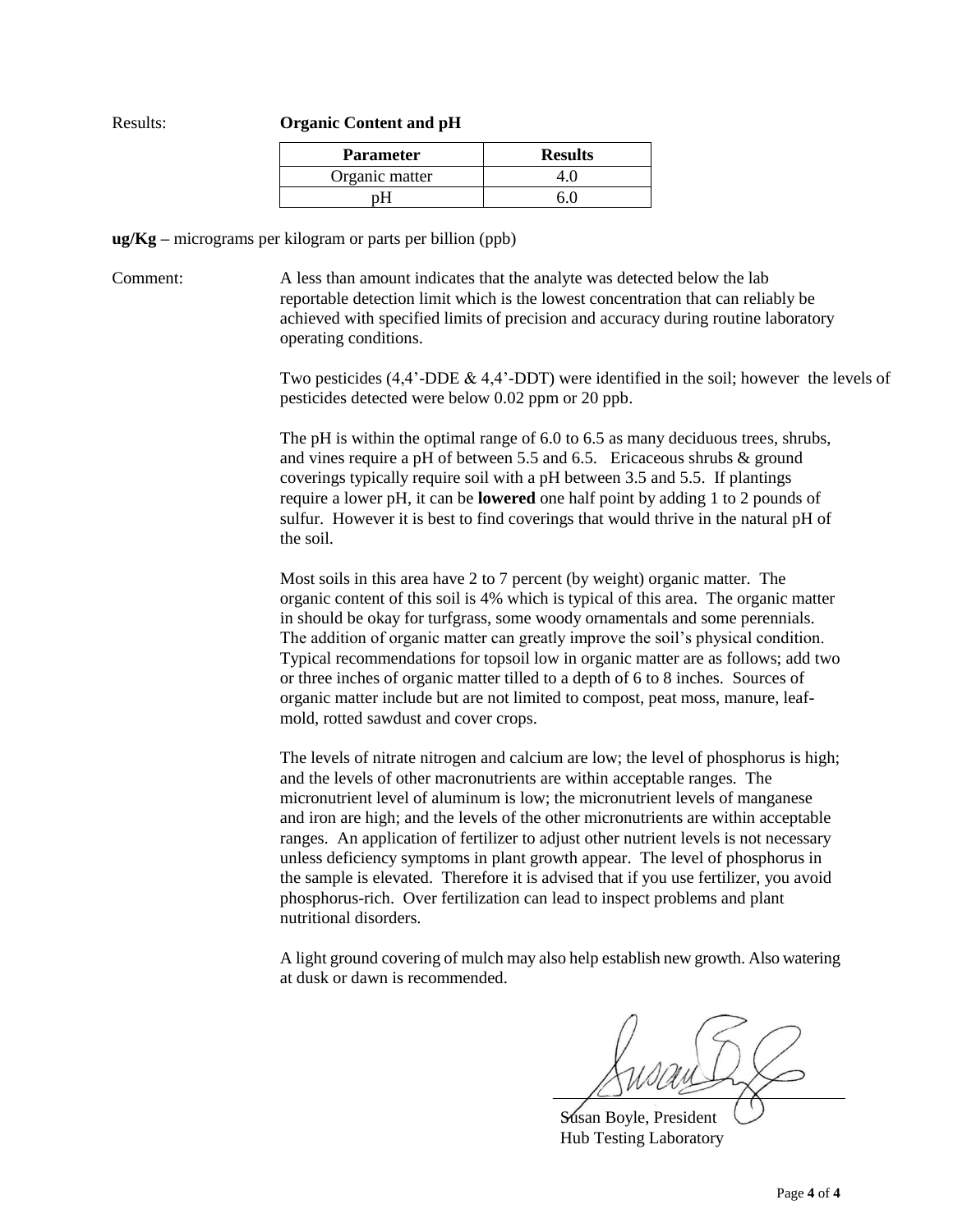Results: **Organic Content and pH**

| Parameter | Results |
|---|---|
| Organic matter | 4.0 |
| pH | 6.0 |

**ug/Kg –** micrograms per kilogram or parts per billion (ppb)

Comment: A less than amount indicates that the analyte was detected below the lab reportable detection limit which is the lowest concentration that can reliably be achieved with specified limits of precision and accuracy during routine laboratory operating conditions.

Two pesticides (4,4'-DDE & 4,4'-DDT) were identified in the soil; however the levels of pesticides detected were below 0.02 ppm or 20 ppb.

The pH is within the optimal range of 6.0 to 6.5 as many deciduous trees, shrubs, and vines require a pH of between 5.5 and 6.5. Ericaceous shrubs & ground coverings typically require soil with a pH between 3.5 and 5.5. If plantings require a lower pH, it can be **lowered** one half point by adding 1 to 2 pounds of sulfur. However it is best to find coverings that would thrive in the natural pH of the soil.

Most soils in this area have 2 to 7 percent (by weight) organic matter. The organic content of this soil is 4% which is typical of this area. The organic matter in should be okay for turfgrass, some woody ornamentals and some perennials. The addition of organic matter can greatly improve the soil's physical condition. Typical recommendations for topsoil low in organic matter are as follows; add two or three inches of organic matter tilled to a depth of 6 to 8 inches. Sources of organic matter include but are not limited to compost, peat moss, manure, leaf-mold, rotted sawdust and cover crops.

The levels of nitrate nitrogen and calcium are low; the level of phosphorus is high; and the levels of other macronutrients are within acceptable ranges. The micronutrient level of aluminum is low; the micronutrient levels of manganese and iron are high; and the levels of the other micronutrients are within acceptable ranges. An application of fertilizer to adjust other nutrient levels is not necessary unless deficiency symptoms in plant growth appear. The level of phosphorus in the sample is elevated. Therefore it is advised that if you use fertilizer, you avoid phosphorus-rich. Over fertilization can lead to inspect problems and plant nutritional disorders.

A light ground covering of mulch may also help establish new growth. Also watering at dusk or dawn is recommended.

Susan Boyle, President
Hub Testing Laboratory